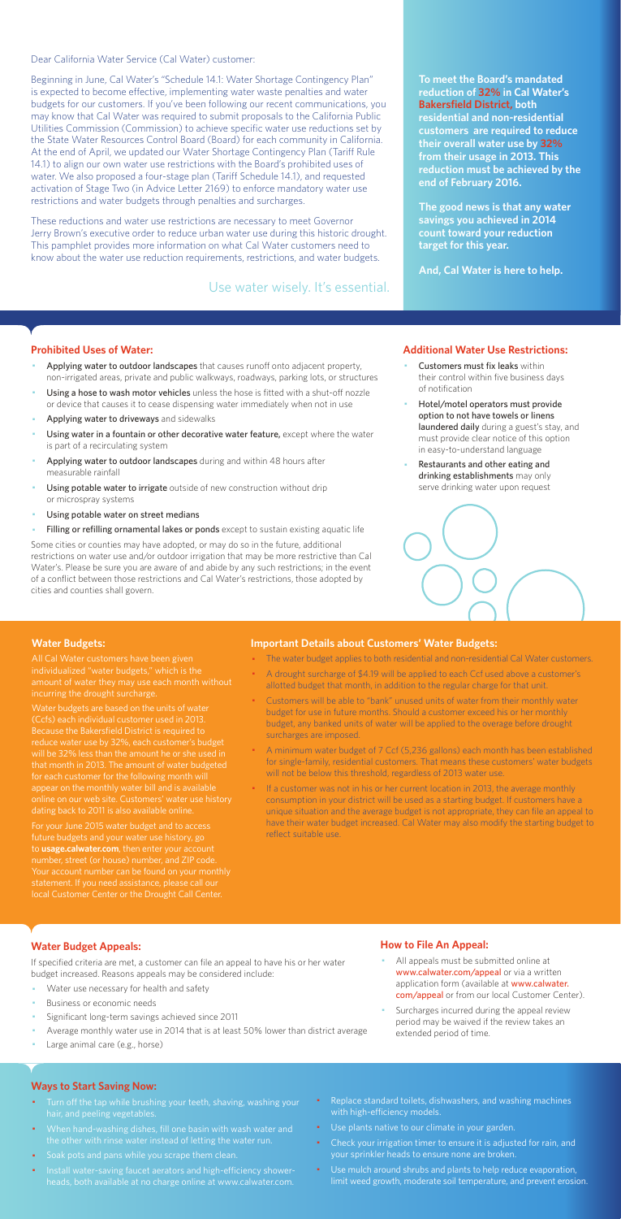Dear California Water Service (Cal Water) customer:

Beginning in June, Cal Water's "Schedule 14.1: Water Shortage Contingency Plan" is expected to become effective, implementing water waste penalties and water budgets for our customers. If you've been following our recent communications, you may know that Cal Water was required to submit proposals to the California Public Utilities Commission (Commission) to achieve specific water use reductions set by the State Water Resources Control Board (Board) for each community in California. At the end of April, we updated our Water Shortage Contingency Plan (Tariff Rule 14.1) to align our own water use restrictions with the Board's prohibited uses of water. We also proposed a four-stage plan (Tariff Schedule 14.1), and requested activation of Stage Two (in Advice Letter 2169) to enforce mandatory water use restrictions and water budgets through penalties and surcharges.

These reductions and water use restrictions are necessary to meet Governor Jerry Brown's executive order to reduce urban water use during this historic drought. This pamphlet provides more information on what Cal Water customers need to know about the water use reduction requirements, restrictions, and water budgets.

Use water wisely. It's essential.

**To meet the Board's mandated reduction of 32% in Cal Water's Bakersfield District, both residential and non-residential customers are required to reduce their overall water use by 32% from their usage in 2013. This reduction must be achieved by the end of February 2016.**

**The good news is that any water savings you achieved in 2014 count toward your reduction target for this year.**

**And, Cal Water is here to help.**

## Prohibited Uses of Water:

- **Applying water to outdoor landscapes** that causes runoff onto adjacent property, non-irrigated areas, private and public walkways, roadways, parking lots, or structures
- **Using a hose to wash motor vehicles** unless the hose is fitted with a shut-off nozzle or device that causes it to cease dispensing water immediately when not in use
- **Applying water to driveways** and sidewalks
- **Using water in a fountain or other decorative water feature,** except where the water is part of a recirculating system
- **Applying water to outdoor landscapes** during and within 48 hours after measurable rainfall
- **Using potable water to irrigate** outside of new construction without drip or microspray systems
- **Using potable water on street medians**
- **Filling or refilling ornamental lakes or ponds** except to sustain existing aquatic life

Some cities or counties may have adopted, or may do so in the future, additional restrictions on water use and/or outdoor irrigation that may be more restrictive than Cal Water's. Please be sure you are aware of and abide by any such restrictions; in the event of a conflict between those restrictions and Cal Water's restrictions, those adopted by cities and counties shall govern.

## Additional Water Use Restrictions:

- **Customers must fix leaks** within their control within five business days of notification
- **Hotel/motel operators must provide option to not have towels or linens laundered daily** during a guest's stay, and must provide clear notice of this option in easy-to-understand language
- **Restaurants and other eating and drinking establishments** may only serve drinking water upon request

## Water Budgets:

All Cal Water customers have been given individualized "water budgets," which is the amount of water they may use each month without incurring the drought surcharge.

Water budgets are based on the units of water (Ccfs) each individual customer used in 2013. Because the Bakersfield District is required to reduce water use by 32%, each customer's budget will be 32% less than the amount he or she used in that month in 2013. The amount of water budgeted for each customer for the following month will appear on the monthly water bill and is available online on our web site. Customers' water use history dating back to 2011 is also available online.

For your June 2015 water budget and to access future budgets and your water use history, go to **usage.calwater.com**, then enter your account number, street (or house) number, and ZIP code. Your account number can be found on your monthly statement. If you need assistance, please call our local Customer Center or the Drought Call Center.

## Important Details about Customers' Water Budgets:

- The water budget applies to both residential and non-residential Cal Water customers.
- A drought surcharge of $4.19 will be applied to each Ccf used above a customer's allotted budget that month, in addition to the regular charge for that unit.
- Customers will be able to "bank" unused units of water from their monthly water budget for use in future months. Should a customer exceed his or her monthly budget, any banked units of water will be applied to the overage before drought surcharges are imposed.
- A minimum water budget of 7 Ccf (5,236 gallons) each month has been established for single-family, residential customers. That means these customers' water budgets will not be below this threshold, regardless of 2013 water use.
- If a customer was not in his or her current location in 2013, the average monthly consumption in your district will be used as a starting budget. If customers have a unique situation and the average budget is not appropriate, they can file an appeal to have their water budget increased. Cal Water may also modify the starting budget to reflect suitable use.

## Water Budget Appeals:

If specified criteria are met, a customer can file an appeal to have his or her water budget increased. Reasons appeals may be considered include:

- Water use necessary for health and safety
- Business or economic needs
- Significant long-term savings achieved since 2011
- Average monthly water use in 2014 that is at least 50% lower than district average
- Large animal care (e.g., horse)

## How to File An Appeal:

- All appeals must be submitted online at www.calwater.com/appeal or via a written application form (available at www.calwater.com/appeal or from our local Customer Center).
- Surcharges incurred during the appeal review period may be waived if the review takes an extended period of time.

## Ways to Start Saving Now:

- Turn off the tap while brushing your teeth, shaving, washing your hair, and peeling vegetables.
- When hand-washing dishes, fill one basin with wash water and the other with rinse water instead of letting the water run.
- Soak pots and pans while you scrape them clean.
- Install water-saving faucet aerators and high-efficiency showerheads, both available at no charge online at www.calwater.com.
- Replace standard toilets, dishwashers, and washing machines with high-efficiency models.
- Use plants native to our climate in your garden.
- Check your irrigation timer to ensure it is adjusted for rain, and your sprinkler heads to ensure none are broken.
- Use mulch around shrubs and plants to help reduce evaporation, limit weed growth, moderate soil temperature, and prevent erosion.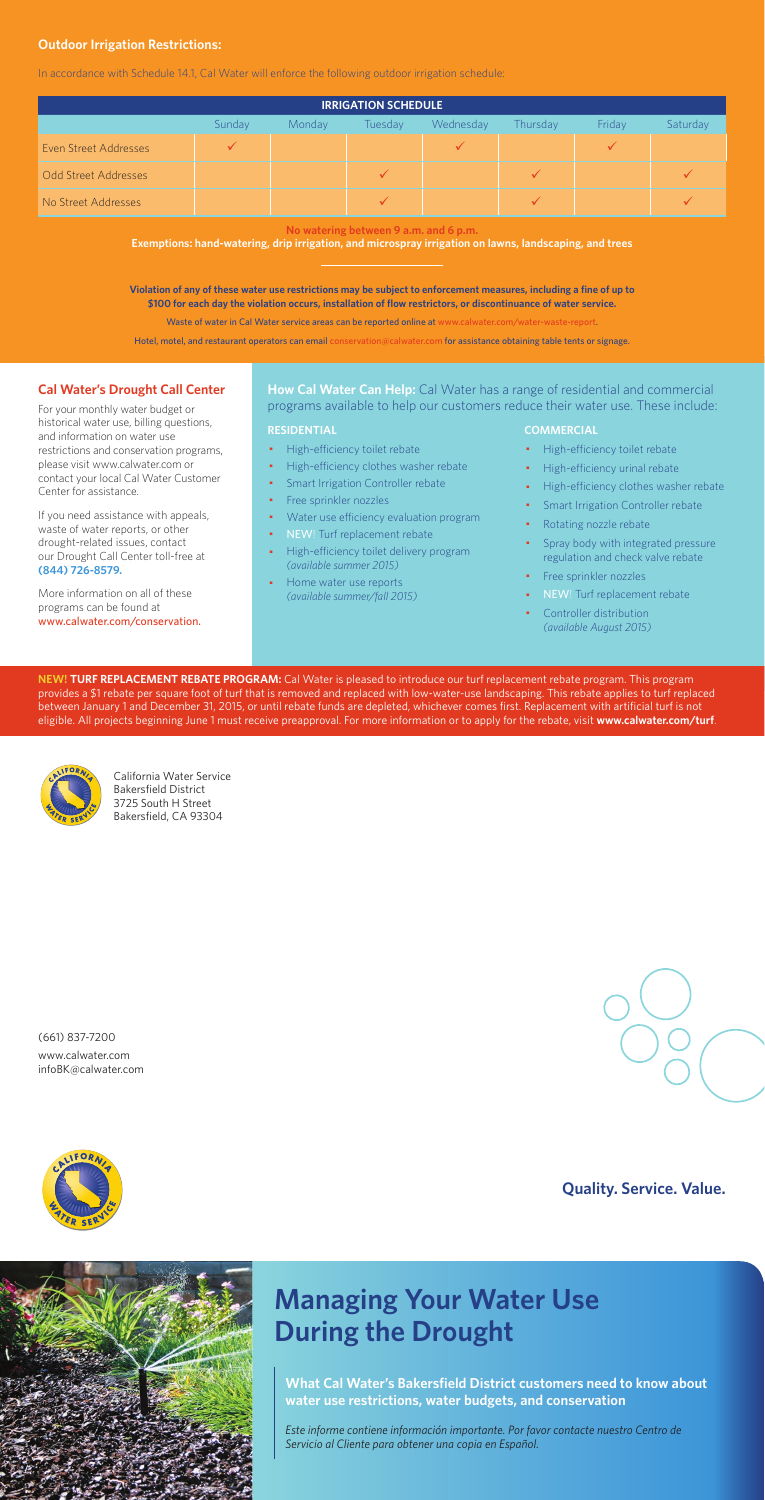## Outdoor Irrigation Restrictions:

In accordance with Schedule 14.1, Cal Water will enforce the following outdoor irrigation schedule:

| IRRIGATION SCHEDULE | | | | | | | |
|---|---|---|---|---|---|---|---|
| | Sunday | Monday | Tuesday | Wednesday | Thursday | Friday | Saturday |
| Even Street Addresses | ✓ | | | ✓ | | ✓ | |
| Odd Street Addresses | | | ✓ | | ✓ | | ✓ |
| No Street Addresses | | | ✓ | | ✓ | | ✓ |

**No watering between 9 a.m. and 6 p.m.**

**Exemptions: hand-watering, drip irrigation, and microspray irrigation on lawns, landscaping, and trees**

**Violation of any of these water use restrictions may be subject to enforcement measures, including a fine of up to $100 for each day the violation occurs, installation of flow restrictors, or discontinuance of water service.**

Waste of water in Cal Water service areas can be reported online at www.calwater.com/water-waste-report.

Hotel, motel, and restaurant operators can email conservation@calwater.com for assistance obtaining table tents or signage.

### Cal Water's Drought Call Center

For your monthly water budget or historical water use, billing questions, and information on water use restrictions and conservation programs, please visit www.calwater.com or contact your local Cal Water Customer Center for assistance.

If you need assistance with appeals, waste of water reports, or other drought-related issues, contact our Drought Call Center toll-free at **(844) 726-8579.**

More information on all of these programs can be found at www.calwater.com/conservation.

**How Cal Water Can Help:** Cal Water has a range of residential and commercial programs available to help our customers reduce their water use. These include:

#### RESIDENTIAL

- High-efficiency toilet rebate
- High-efficiency clothes washer rebate
- Smart Irrigation Controller rebate
- Free sprinkler nozzles
- Water use efficiency evaluation program
- NEW! Turf replacement rebate
- High-efficiency toilet delivery program *(available summer 2015)*
- Home water use reports *(available summer/fall 2015)*

#### COMMERCIAL

- High-efficiency toilet rebate
- High-efficiency urinal rebate
- High-efficiency clothes washer rebate
- Smart Irrigation Controller rebate
- Rotating nozzle rebate
- Spray body with integrated pressure regulation and check valve rebate
- Free sprinkler nozzles
- NEW! Turf replacement rebate
- Controller distribution *(available August 2015)*

**NEW! TURF REPLACEMENT REBATE PROGRAM:** Cal Water is pleased to introduce our turf replacement rebate program. This program provides a $1 rebate per square foot of turf that is removed and replaced with low-water-use landscaping. This rebate applies to turf replaced between January 1 and December 31, 2015, or until rebate funds are depleted, whichever comes first. Replacement with artificial turf is not eligible. All projects beginning June 1 must receive preapproval. For more information or to apply for the rebate, visit **www.calwater.com/turf**.

California Water Service
Bakersfield District
3725 South H Street
Bakersfield, CA 93304

(661) 837-7200
www.calwater.com
infoBK@calwater.com

**Quality. Service. Value.**

# Managing Your Water Use During the Drought

**What Cal Water's Bakersfield District customers need to know about water use restrictions, water budgets, and conservation**

*Este informe contiene información importante. Por favor contacte nuestro Centro de Servicio al Cliente para obtener una copia en Español.*